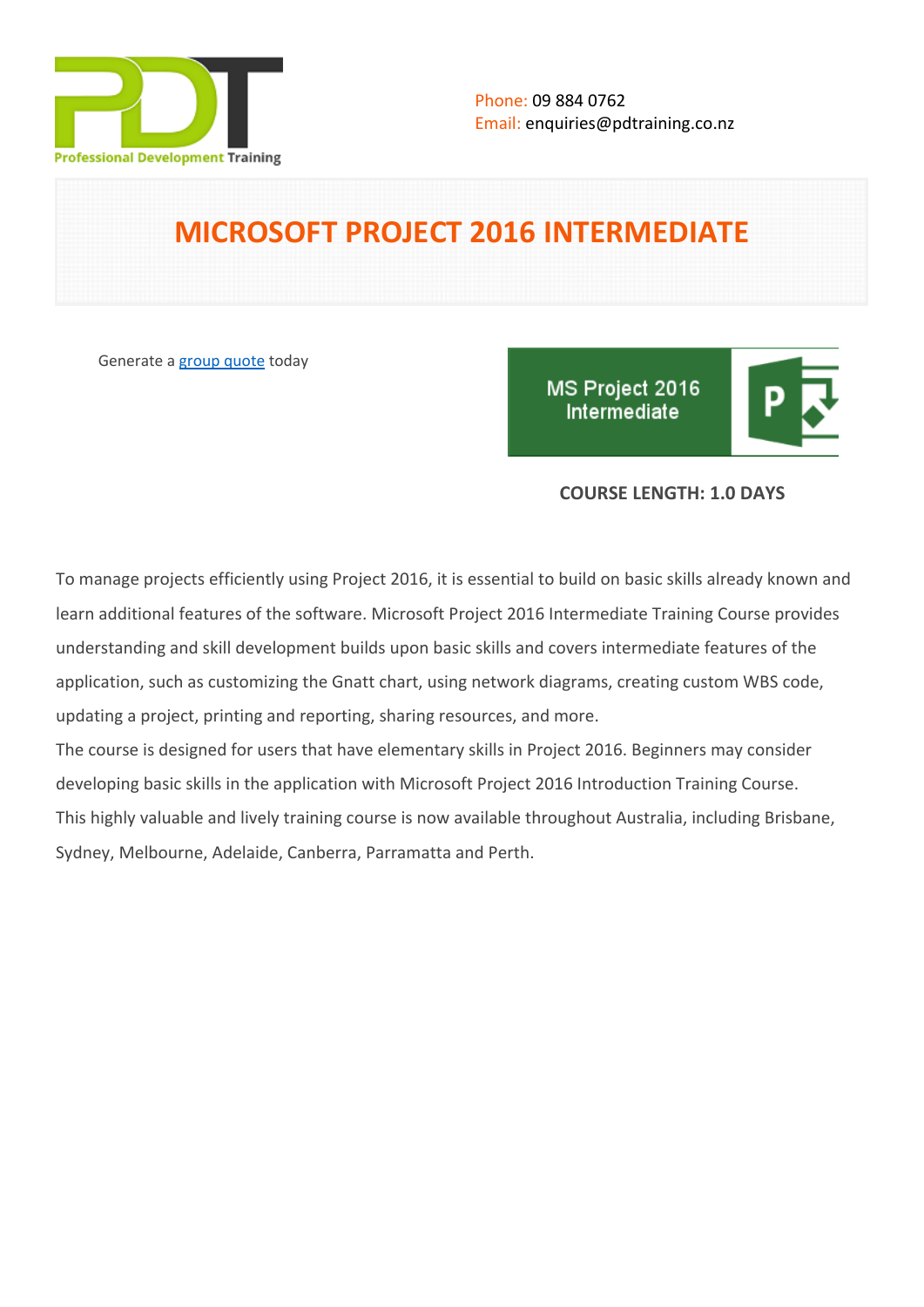Phone: 09 884 0762
Email: enquiries@pdtraining.co.nz

# MICROSOFT PROJECT 2016 INTERMEDIATE

Generate a group quote today

MS Project 2016 Intermediate

**COURSE LENGTH: 1.0 DAYS**

To manage projects efficiently using Project 2016, it is essential to build on basic skills already known and learn additional features of the software. Microsoft Project 2016 Intermediate Training Course provides understanding and skill development builds upon basic skills and covers intermediate features of the application, such as customizing the Gnatt chart, using network diagrams, creating custom WBS code, updating a project, printing and reporting, sharing resources, and more.

The course is designed for users that have elementary skills in Project 2016. Beginners may consider developing basic skills in the application with Microsoft Project 2016 Introduction Training Course.

This highly valuable and lively training course is now available throughout Australia, including Brisbane, Sydney, Melbourne, Adelaide, Canberra, Parramatta and Perth.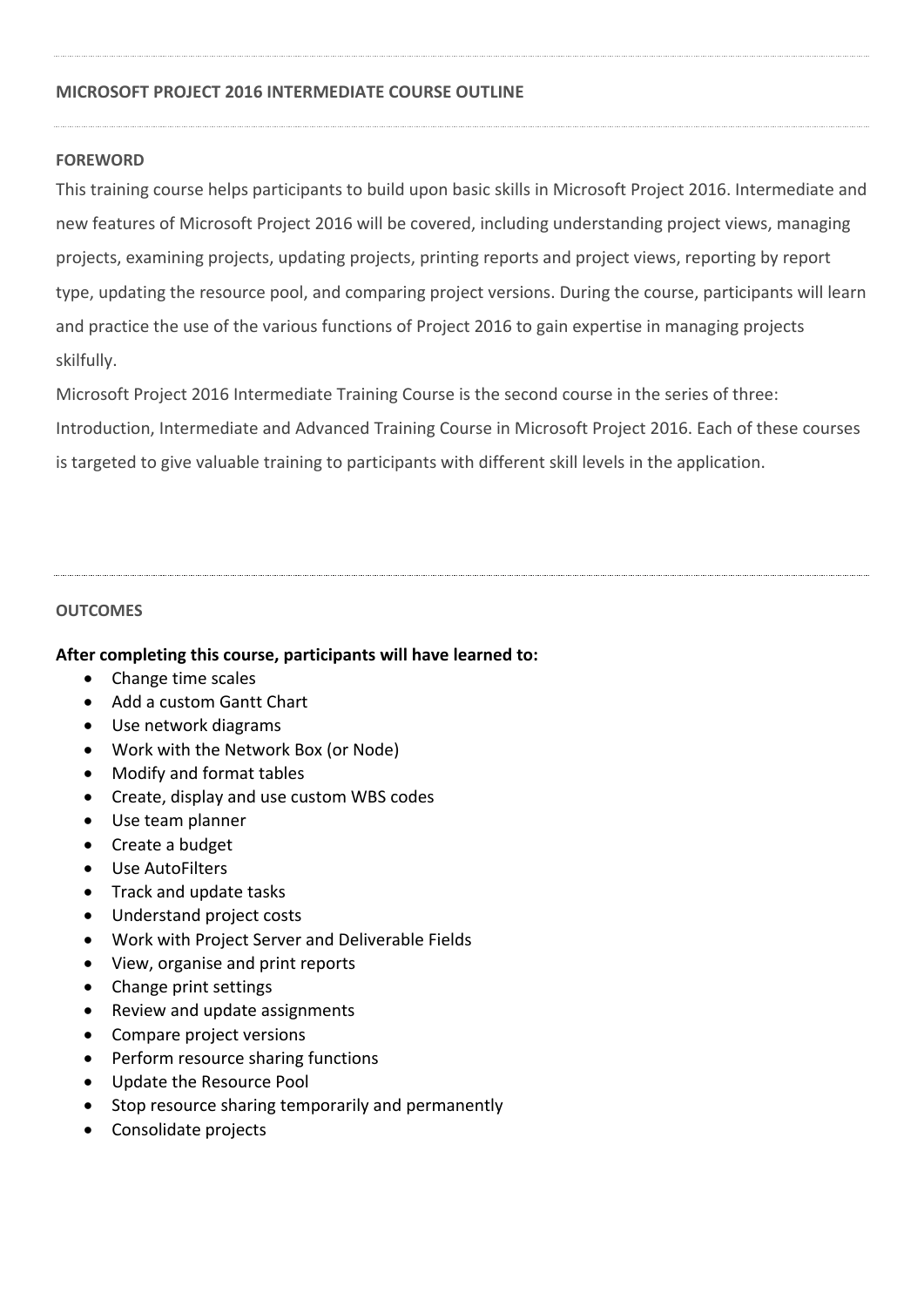**MICROSOFT PROJECT 2016 INTERMEDIATE COURSE OUTLINE**

**FOREWORD**

This training course helps participants to build upon basic skills in Microsoft Project 2016. Intermediate and new features of Microsoft Project 2016 will be covered, including understanding project views, managing projects, examining projects, updating projects, printing reports and project views, reporting by report type, updating the resource pool, and comparing project versions. During the course, participants will learn and practice the use of the various functions of Project 2016 to gain expertise in managing projects skilfully.

Microsoft Project 2016 Intermediate Training Course is the second course in the series of three: Introduction, Intermediate and Advanced Training Course in Microsoft Project 2016. Each of these courses is targeted to give valuable training to participants with different skill levels in the application.

**OUTCOMES**

**After completing this course, participants will have learned to:**

- Change time scales
- Add a custom Gantt Chart
- Use network diagrams
- Work with the Network Box (or Node)
- Modify and format tables
- Create, display and use custom WBS codes
- Use team planner
- Create a budget
- Use AutoFilters
- Track and update tasks
- Understand project costs
- Work with Project Server and Deliverable Fields
- View, organise and print reports
- Change print settings
- Review and update assignments
- Compare project versions
- Perform resource sharing functions
- Update the Resource Pool
- Stop resource sharing temporarily and permanently
- Consolidate projects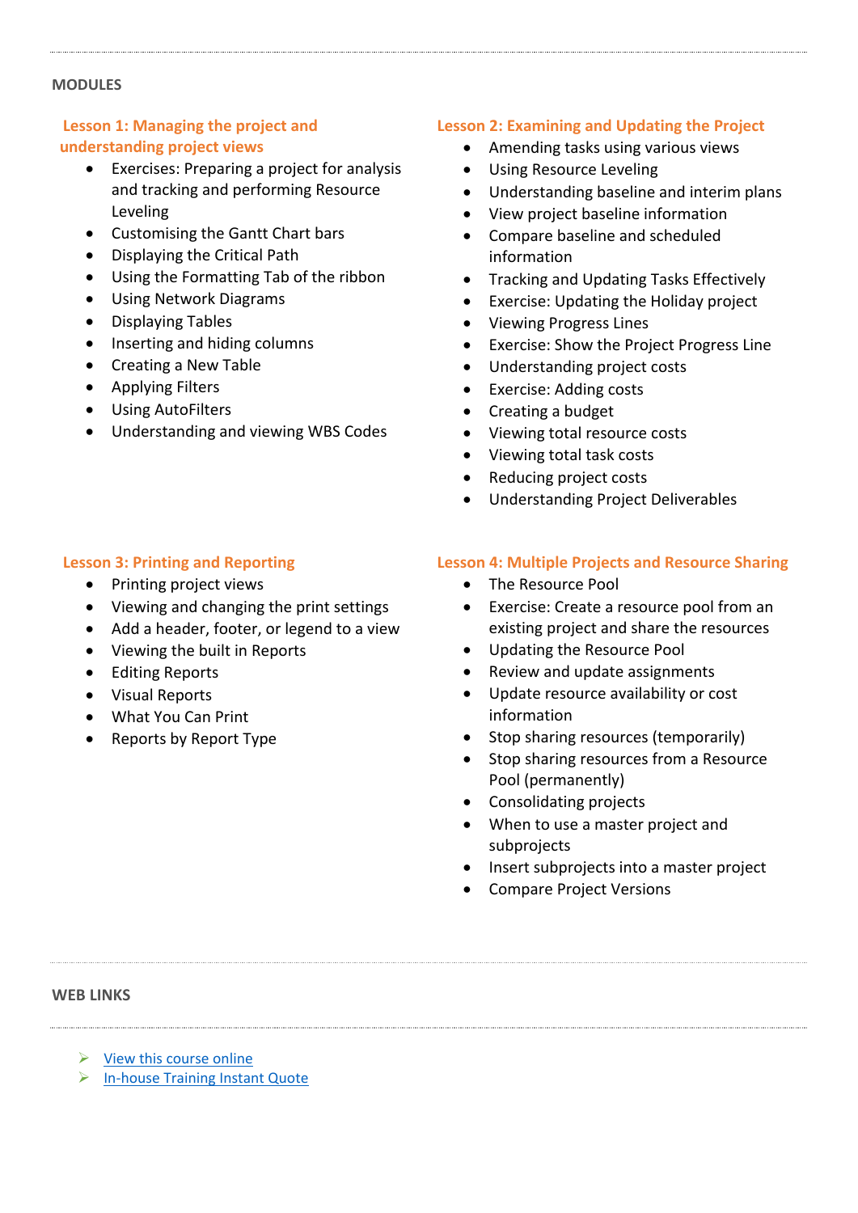## MODULES

### Lesson 1: Managing the project and understanding project views

- Exercises: Preparing a project for analysis and tracking and performing Resource Leveling
- Customising the Gantt Chart bars
- Displaying the Critical Path
- Using the Formatting Tab of the ribbon
- Using Network Diagrams
- Displaying Tables
- Inserting and hiding columns
- Creating a New Table
- Applying Filters
- Using AutoFilters
- Understanding and viewing WBS Codes

### Lesson 2: Examining and Updating the Project

- Amending tasks using various views
- Using Resource Leveling
- Understanding baseline and interim plans
- View project baseline information
- Compare baseline and scheduled information
- Tracking and Updating Tasks Effectively
- Exercise: Updating the Holiday project
- Viewing Progress Lines
- Exercise: Show the Project Progress Line
- Understanding project costs
- Exercise: Adding costs
- Creating a budget
- Viewing total resource costs
- Viewing total task costs
- Reducing project costs
- Understanding Project Deliverables

### Lesson 3: Printing and Reporting

- Printing project views
- Viewing and changing the print settings
- Add a header, footer, or legend to a view
- Viewing the built in Reports
- Editing Reports
- Visual Reports
- What You Can Print
- Reports by Report Type

### Lesson 4: Multiple Projects and Resource Sharing

- The Resource Pool
- Exercise: Create a resource pool from an existing project and share the resources
- Updating the Resource Pool
- Review and update assignments
- Update resource availability or cost information
- Stop sharing resources (temporarily)
- Stop sharing resources from a Resource Pool (permanently)
- Consolidating projects
- When to use a master project and subprojects
- Insert subprojects into a master project
- Compare Project Versions

## WEB LINKS

- View this course online
- In-house Training Instant Quote